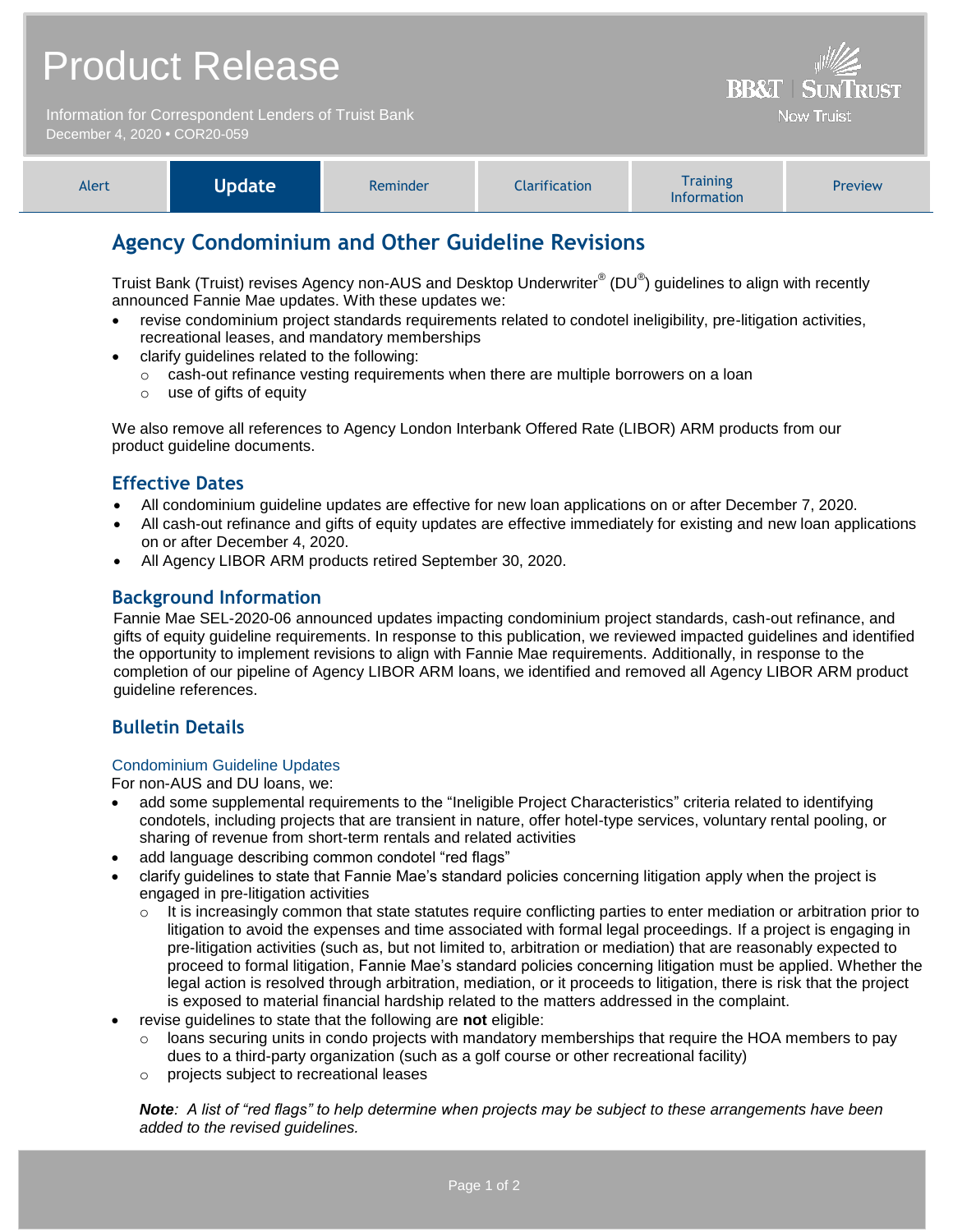# Product Release

Information for Correspondent Lenders of Truist Bank
December 4, 2020 • COR20-059

BB&T | SunTrust
Now Truist

| Alert | **Update** | Reminder | Clarification | Training Information | Preview |
|---|---|---|---|---|---|

## Agency Condominium and Other Guideline Revisions

Truist Bank (Truist) revises Agency non-AUS and Desktop Underwriter® (DU®) guidelines to align with recently announced Fannie Mae updates. With these updates we:

- revise condominium project standards requirements related to condotel ineligibility, pre-litigation activities, recreational leases, and mandatory memberships
- clarify guidelines related to the following:
  - cash-out refinance vesting requirements when there are multiple borrowers on a loan
  - use of gifts of equity

We also remove all references to Agency London Interbank Offered Rate (LIBOR) ARM products from our product guideline documents.

### Effective Dates

- All condominium guideline updates are effective for new loan applications on or after December 7, 2020.
- All cash-out refinance and gifts of equity updates are effective immediately for existing and new loan applications on or after December 4, 2020.
- All Agency LIBOR ARM products retired September 30, 2020.

### Background Information

Fannie Mae SEL-2020-06 announced updates impacting condominium project standards, cash-out refinance, and gifts of equity guideline requirements. In response to this publication, we reviewed impacted guidelines and identified the opportunity to implement revisions to align with Fannie Mae requirements. Additionally, in response to the completion of our pipeline of Agency LIBOR ARM loans, we identified and removed all Agency LIBOR ARM product guideline references.

### Bulletin Details

#### Condominium Guideline Updates

For non-AUS and DU loans, we:

- add some supplemental requirements to the "Ineligible Project Characteristics" criteria related to identifying condotels, including projects that are transient in nature, offer hotel-type services, voluntary rental pooling, or sharing of revenue from short-term rentals and related activities
- add language describing common condotel "red flags"
- clarify guidelines to state that Fannie Mae's standard policies concerning litigation apply when the project is engaged in pre-litigation activities
  - It is increasingly common that state statutes require conflicting parties to enter mediation or arbitration prior to litigation to avoid the expenses and time associated with formal legal proceedings. If a project is engaging in pre-litigation activities (such as, but not limited to, arbitration or mediation) that are reasonably expected to proceed to formal litigation, Fannie Mae's standard policies concerning litigation must be applied. Whether the legal action is resolved through arbitration, mediation, or it proceeds to litigation, there is risk that the project is exposed to material financial hardship related to the matters addressed in the complaint.
- revise guidelines to state that the following are **not** eligible:
  - loans securing units in condo projects with mandatory memberships that require the HOA members to pay dues to a third-party organization (such as a golf course or other recreational facility)
  - projects subject to recreational leases

***Note**: A list of "red flags" to help determine when projects may be subject to these arrangements have been added to the revised guidelines.*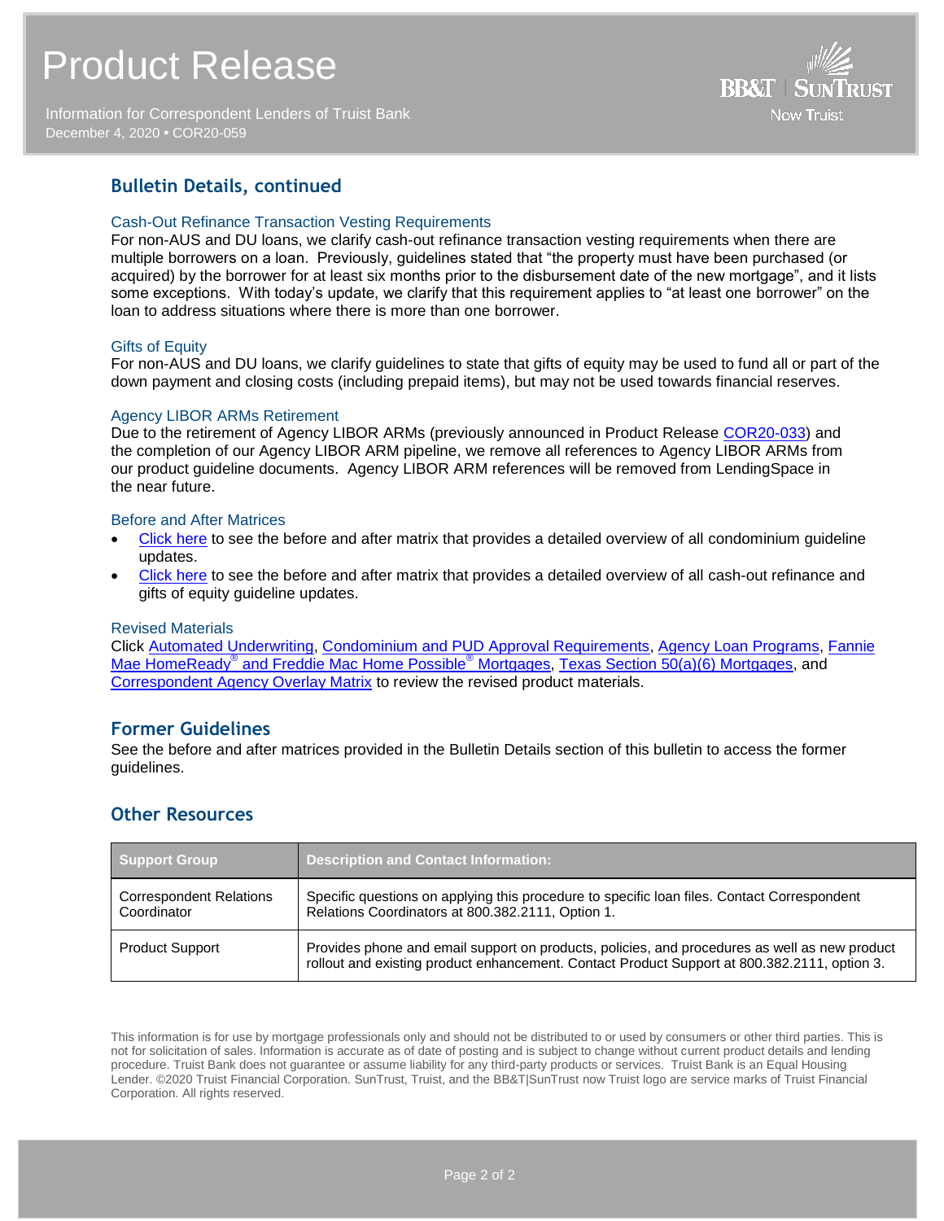# Product Release

Information for Correspondent Lenders of Truist Bank
December 4, 2020 • COR20-059

## Bulletin Details, continued

### Cash-Out Refinance Transaction Vesting Requirements

For non-AUS and DU loans, we clarify cash-out refinance transaction vesting requirements when there are multiple borrowers on a loan. Previously, guidelines stated that "the property must have been purchased (or acquired) by the borrower for at least six months prior to the disbursement date of the new mortgage", and it lists some exceptions. With today's update, we clarify that this requirement applies to "at least one borrower" on the loan to address situations where there is more than one borrower.

### Gifts of Equity

For non-AUS and DU loans, we clarify guidelines to state that gifts of equity may be used to fund all or part of the down payment and closing costs (including prepaid items), but may not be used towards financial reserves.

### Agency LIBOR ARMs Retirement

Due to the retirement of Agency LIBOR ARMs (previously announced in Product Release COR20-033) and the completion of our Agency LIBOR ARM pipeline, we remove all references to Agency LIBOR ARMs from our product guideline documents. Agency LIBOR ARM references will be removed from LendingSpace in the near future.

### Before and After Matrices

- Click here to see the before and after matrix that provides a detailed overview of all condominium guideline updates.
- Click here to see the before and after matrix that provides a detailed overview of all cash-out refinance and gifts of equity guideline updates.

### Revised Materials

Click Automated Underwriting, Condominium and PUD Approval Requirements, Agency Loan Programs, Fannie Mae HomeReady® and Freddie Mac Home Possible® Mortgages, Texas Section 50(a)(6) Mortgages, and Correspondent Agency Overlay Matrix to review the revised product materials.

## Former Guidelines

See the before and after matrices provided in the Bulletin Details section of this bulletin to access the former guidelines.

## Other Resources

| Support Group | Description and Contact Information: |
|---|---|
| Correspondent Relations Coordinator | Specific questions on applying this procedure to specific loan files. Contact Correspondent Relations Coordinators at 800.382.2111, Option 1. |
| Product Support | Provides phone and email support on products, policies, and procedures as well as new product rollout and existing product enhancement. Contact Product Support at 800.382.2111, option 3. |

This information is for use by mortgage professionals only and should not be distributed to or used by consumers or other third parties. This is not for solicitation of sales. Information is accurate as of date of posting and is subject to change without current product details and lending procedure. Truist Bank does not guarantee or assume liability for any third-party products or services. Truist Bank is an Equal Housing Lender. ©2020 Truist Financial Corporation. SunTrust, Truist, and the BB&T|SunTrust now Truist logo are service marks of Truist Financial Corporation. All rights reserved.